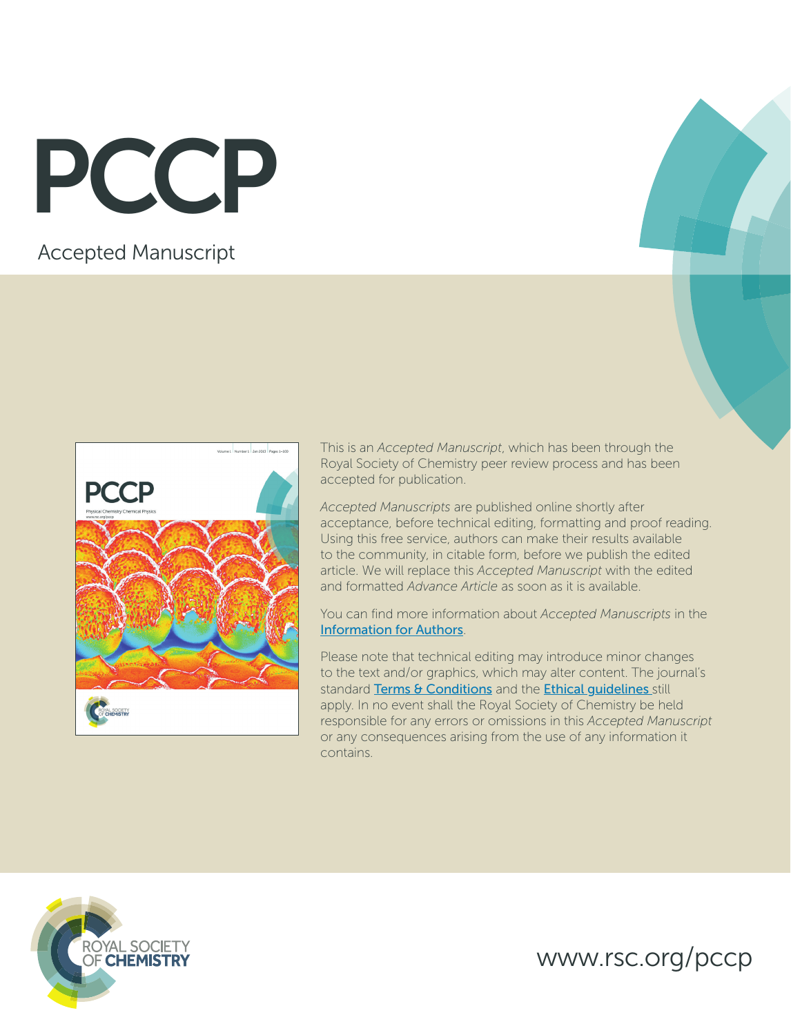# PCCP

Accepted Manuscript

This is an *Accepted Manuscript*, which has been through the Royal Society of Chemistry peer review process and has been accepted for publication.

*Accepted Manuscripts* are published online shortly after acceptance, before technical editing, formatting and proof reading. Using this free service, authors can make their results available to the community, in citable form, before we publish the edited article. We will replace this *Accepted Manuscript* with the edited and formatted *Advance Article* as soon as it is available.

You can find more information about *Accepted Manuscripts* in the Information for Authors.

Please note that technical editing may introduce minor changes to the text and/or graphics, which may alter content. The journal's standard Terms & Conditions and the Ethical guidelines still apply. In no event shall the Royal Society of Chemistry be held responsible for any errors or omissions in this *Accepted Manuscript* or any consequences arising from the use of any information it contains.

ROYAL SOCIETY OF CHEMISTRY

www.rsc.org/pccp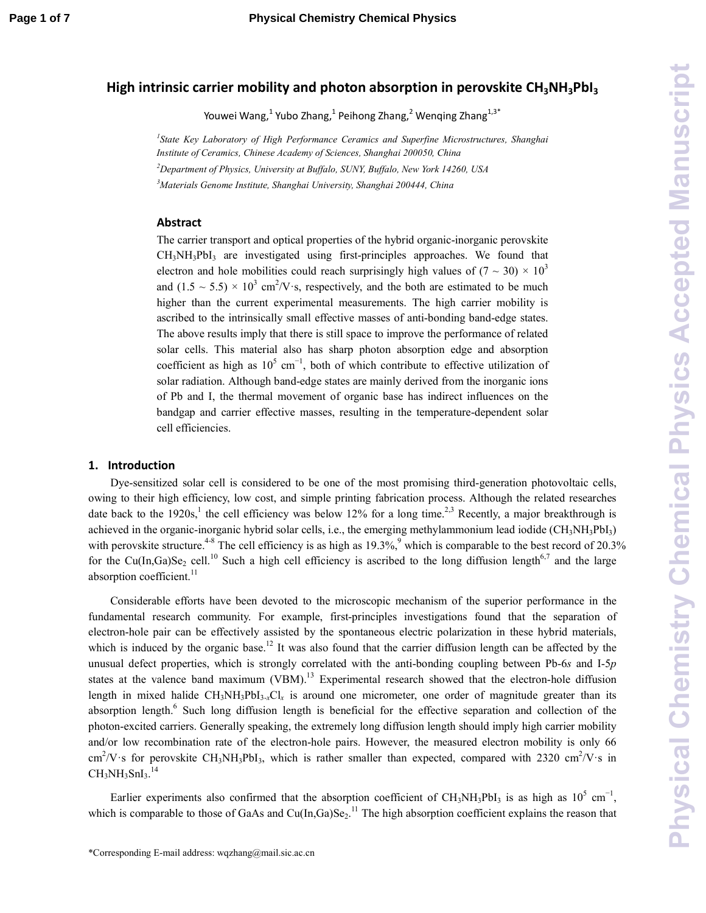# High intrinsic carrier mobility and photon absorption in perovskite $CH_3NH_3PbI_3$

Youwei Wang,[1] Yubo Zhang,[1] Peihong Zhang,[2] Wenqing Zhang[1,3*]

[1]*State Key Laboratory of High Performance Ceramics and Superfine Microstructures, Shanghai Institute of Ceramics, Chinese Academy of Sciences, Shanghai 200050, China*

[2]*Department of Physics, University at Buffalo, SUNY, Buffalo, New York 14260, USA*

[3]*Materials Genome Institute, Shanghai University, Shanghai 200444, China*

## Abstract

The carrier transport and optical properties of the hybrid organic-inorganic perovskite $CH_3NH_3PbI_3$ are investigated using first-principles approaches. We found that electron and hole mobilities could reach surprisingly high values of $(7 \sim 30) \times 10^3$ and $(1.5 \sim 5.5) \times 10^3$ $cm^2/V{\cdot}s$, respectively, and the both are estimated to be much higher than the current experimental measurements. The high carrier mobility is ascribed to the intrinsically small effective masses of anti-bonding band-edge states. The above results imply that there is still space to improve the performance of related solar cells. This material also has sharp photon absorption edge and absorption coefficient as high as $10^5$ $cm^{-1}$, both of which contribute to effective utilization of solar radiation. Although band-edge states are mainly derived from the inorganic ions of Pb and I, the thermal movement of organic base has indirect influences on the bandgap and carrier effective masses, resulting in the temperature-dependent solar cell efficiencies.

## 1. Introduction

Dye-sensitized solar cell is considered to be one of the most promising third-generation photovoltaic cells, owing to their high efficiency, low cost, and simple printing fabrication process. Although the related researches date back to the 1920s,[1] the cell efficiency was below 12% for a long time.[2,3] Recently, a major breakthrough is achieved in the organic-inorganic hybrid solar cells, i.e., the emerging methylammonium lead iodide ($CH_3NH_3PbI_3$) with perovskite structure.[4-8] The cell efficiency is as high as 19.3%,[9] which is comparable to the best record of 20.3% for the $Cu(In,Ga)Se_2$ cell.[10] Such a high cell efficiency is ascribed to the long diffusion length[6,7] and the large absorption coefficient.[11]

Considerable efforts have been devoted to the microscopic mechanism of the superior performance in the fundamental research community. For example, first-principles investigations found that the separation of electron-hole pair can be effectively assisted by the spontaneous electric polarization in these hybrid materials, which is induced by the organic base.[12] It was also found that the carrier diffusion length can be affected by the unusual defect properties, which is strongly correlated with the anti-bonding coupling between Pb-6*s* and I-5*p* states at the valence band maximum (VBM).[13] Experimental research showed that the electron-hole diffusion length in mixed halide $CH_3NH_3PbI_{3-x}Cl_x$ is around one micrometer, one order of magnitude greater than its absorption length.[6] Such long diffusion length is beneficial for the effective separation and collection of the photon-excited carriers. Generally speaking, the extremely long diffusion length should imply high carrier mobility and/or low recombination rate of the electron-hole pairs. However, the measured electron mobility is only 66 $cm^2/V{\cdot}s$ for perovskite $CH_3NH_3PbI_3$, which is rather smaller than expected, compared with 2320 $cm^2/V{\cdot}s$ in $CH_3NH_3SnI_3$.[14]

Earlier experiments also confirmed that the absorption coefficient of $CH_3NH_3PbI_3$ is as high as $10^5$ $cm^{-1}$, which is comparable to those of GaAs and $Cu(In,Ga)Se_2$.[11] The high absorption coefficient explains the reason that

*Corresponding E-mail address: wqzhang@mail.sic.ac.cn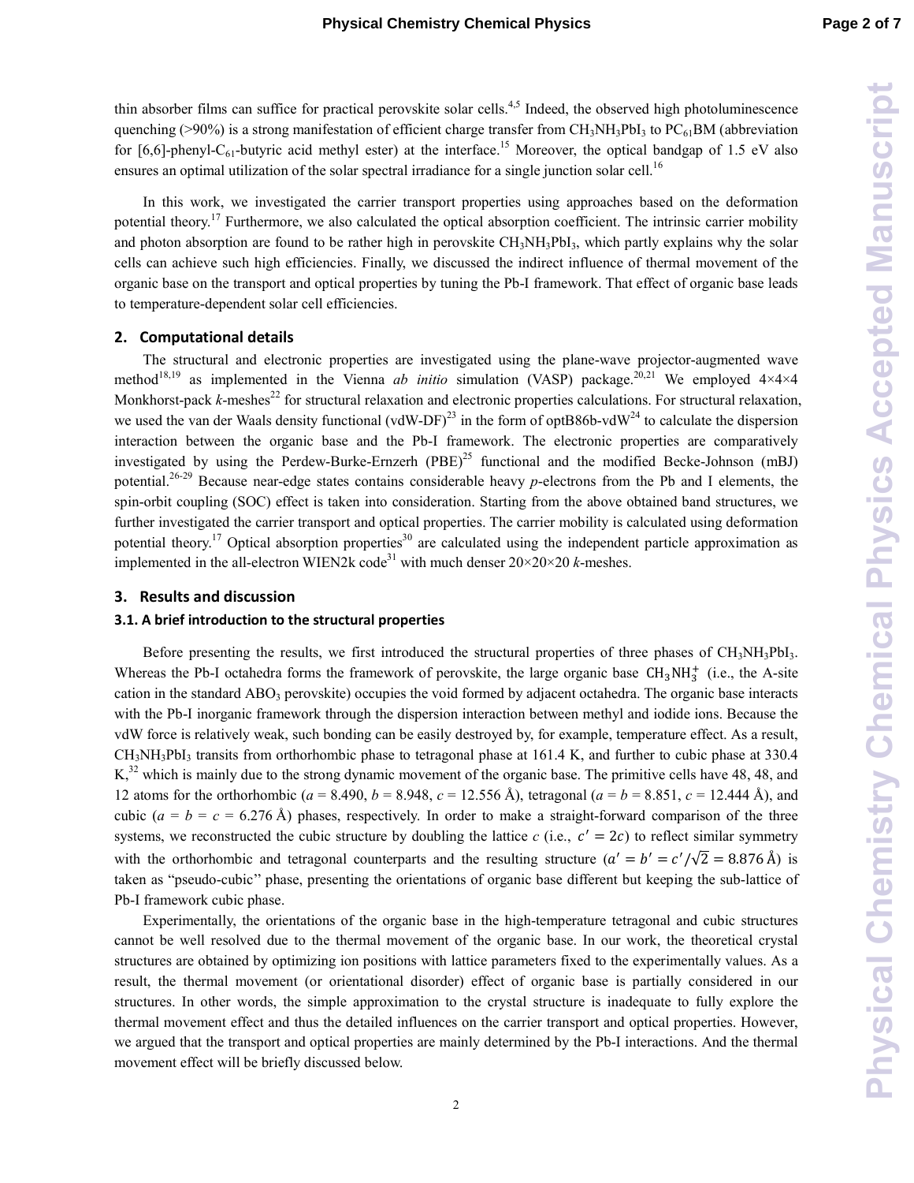thin absorber films can suffice for practical perovskite solar cells.[4,5] Indeed, the observed high photoluminescence quenching (>90%) is a strong manifestation of efficient charge transfer from $CH_3NH_3PbI_3$ to $PC_{61}BM$ (abbreviation for [6,6]-phenyl-$C_{61}$-butyric acid methyl ester) at the interface.[15] Moreover, the optical bandgap of 1.5 eV also ensures an optimal utilization of the solar spectral irradiance for a single junction solar cell.[16]

In this work, we investigated the carrier transport properties using approaches based on the deformation potential theory.[17] Furthermore, we also calculated the optical absorption coefficient. The intrinsic carrier mobility and photon absorption are found to be rather high in perovskite $CH_3NH_3PbI_3$, which partly explains why the solar cells can achieve such high efficiencies. Finally, we discussed the indirect influence of thermal movement of the organic base on the transport and optical properties by tuning the Pb-I framework. That effect of organic base leads to temperature-dependent solar cell efficiencies.

## 2. Computational details

The structural and electronic properties are investigated using the plane-wave projector-augmented wave method[18,19] as implemented in the Vienna *ab initio* simulation (VASP) package.[20,21] We employed 4×4×4 Monkhorst-pack *k*-meshes[22] for structural relaxation and electronic properties calculations. For structural relaxation, we used the van der Waals density functional (vdW-DF)[23] in the form of optB86b-vdW[24] to calculate the dispersion interaction between the organic base and the Pb-I framework. The electronic properties are comparatively investigated by using the Perdew-Burke-Ernzerh (PBE)[25] functional and the modified Becke-Johnson (mBJ) potential.[26-29] Because near-edge states contains considerable heavy *p*-electrons from the Pb and I elements, the spin-orbit coupling (SOC) effect is taken into consideration. Starting from the above obtained band structures, we further investigated the carrier transport and optical properties. The carrier mobility is calculated using deformation potential theory.[17] Optical absorption properties[30] are calculated using the independent particle approximation as implemented in the all-electron WIEN2k code[31] with much denser 20×20×20 *k*-meshes.

## 3. Results and discussion

### 3.1. A brief introduction to the structural properties

Before presenting the results, we first introduced the structural properties of three phases of $CH_3NH_3PbI_3$. Whereas the Pb-I octahedra forms the framework of perovskite, the large organic base $CH_3NH_3^+$ (i.e., the A-site cation in the standard $ABO_3$ perovskite) occupies the void formed by adjacent octahedra. The organic base interacts with the Pb-I inorganic framework through the dispersion interaction between methyl and iodide ions. Because the vdW force is relatively weak, such bonding can be easily destroyed by, for example, temperature effect. As a result, $CH_3NH_3PbI_3$ transits from orthorhombic phase to tetragonal phase at 161.4 K, and further to cubic phase at 330.4 K,[32] which is mainly due to the strong dynamic movement of the organic base. The primitive cells have 48, 48, and 12 atoms for the orthorhombic ($a$ = 8.490, $b$ = 8.948, $c$ = 12.556 Å), tetragonal ($a$ = $b$ = 8.851, $c$ = 12.444 Å), and cubic ($a$ = $b$ = $c$ = 6.276 Å) phases, respectively. In order to make a straight-forward comparison of the three systems, we reconstructed the cubic structure by doubling the lattice $c$ (i.e., $c' = 2c$) to reflect similar symmetry with the orthorhombic and tetragonal counterparts and the resulting structure ($a' = b' = c'/\sqrt{2} = 8.876$ Å) is taken as "pseudo-cubic" phase, presenting the orientations of organic base different but keeping the sub-lattice of Pb-I framework cubic phase.

Experimentally, the orientations of the organic base in the high-temperature tetragonal and cubic structures cannot be well resolved due to the thermal movement of the organic base. In our work, the theoretical crystal structures are obtained by optimizing ion positions with lattice parameters fixed to the experimentally values. As a result, the thermal movement (or orientational disorder) effect of organic base is partially considered in our structures. In other words, the simple approximation to the crystal structure is inadequate to fully explore the thermal movement effect and thus the detailed influences on the carrier transport and optical properties. However, we argued that the transport and optical properties are mainly determined by the Pb-I interactions. And the thermal movement effect will be briefly discussed below.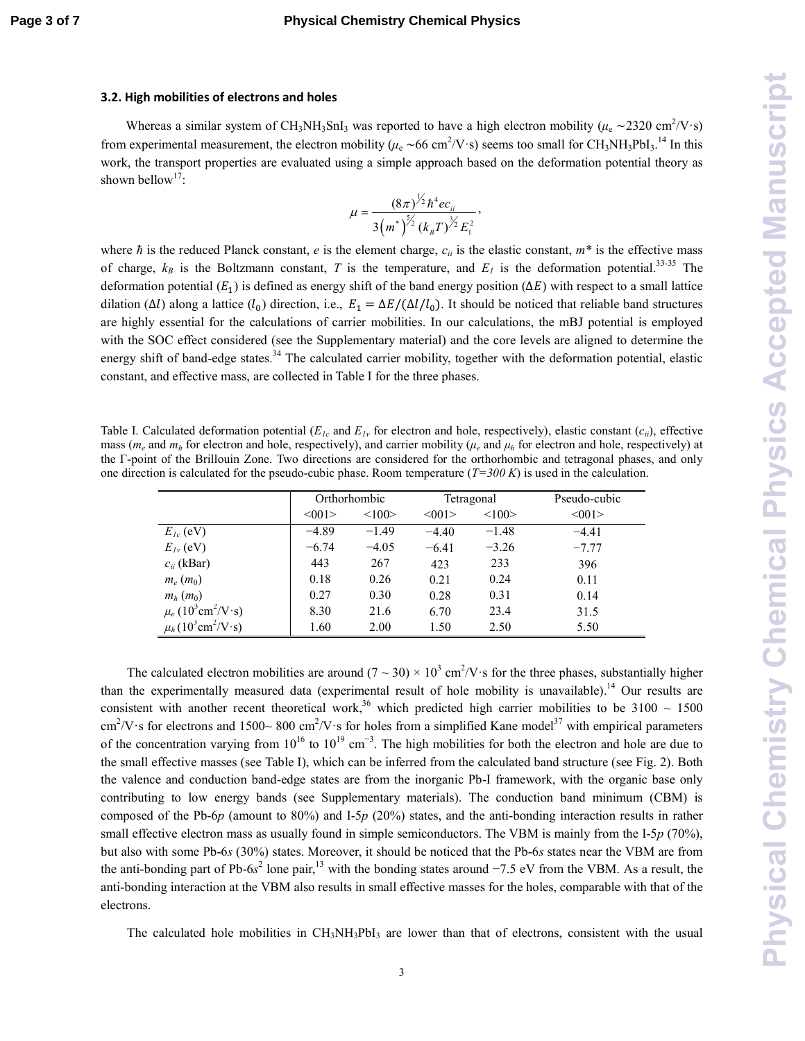### 3.2. High mobilities of electrons and holes

Whereas a similar system of $CH_3NH_3SnI_3$ was reported to have a high electron mobility ($\mu_e$ ~2320 cm$^2$/V·s) from experimental measurement, the electron mobility ($\mu_e$ ~66 cm$^2$/V·s) seems too small for $CH_3NH_3PbI_3$.[14] In this work, the transport properties are evaluated using a simple approach based on the deformation potential theory as shown bellow[17]:

$$\mu = \frac{(8\pi)^{1/2}\hbar^4 e c_{ii}}{3\left(m^*\right)^{5/2}(k_B T)^{3/2} E_1^2},$$

where $\hbar$ is the reduced Planck constant, $e$ is the element charge, $c_{ii}$ is the elastic constant, $m^*$ is the effective mass of charge, $k_B$ is the Boltzmann constant, $T$ is the temperature, and $E_1$ is the deformation potential.[33-35] The deformation potential ($E_1$) is defined as energy shift of the band energy position ($\Delta E$) with respect to a small lattice dilation ($\Delta l$) along a lattice ($l_0$) direction, i.e., $E_1 = \Delta E/(\Delta l/l_0)$. It should be noticed that reliable band structures are highly essential for the calculations of carrier mobilities. In our calculations, the mBJ potential is employed with the SOC effect considered (see the Supplementary material) and the core levels are aligned to determine the energy shift of band-edge states.[34] The calculated carrier mobility, together with the deformation potential, elastic constant, and effective mass, are collected in Table I for the three phases.

Table I. Calculated deformation potential ($E_{1c}$ and $E_{1v}$ for electron and hole, respectively), elastic constant ($c_{ii}$), effective mass ($m_e$ and $m_h$ for electron and hole, respectively), and carrier mobility ($\mu_e$ and $\mu_h$ for electron and hole, respectively) at the Γ-point of the Brillouin Zone. Two directions are considered for the orthorhombic and tetragonal phases, and only one direction is calculated for the pseudo-cubic phase. Room temperature (*T=300 K*) is used in the calculation.

| | Orthorhombic | | Tetragonal | | Pseudo-cubic |
|---|---|---|---|---|---|
| | <001> | <100> | <001> | <100> | <001> |
| $E_{1c}$ (eV) | −4.89 | −1.49 | −4.40 | −1.48 | −4.41 |
| $E_{1v}$ (eV) | −6.74 | −4.05 | −6.41 | −3.26 | −7.77 |
| $c_{ii}$ (kBar) | 443 | 267 | 423 | 233 | 396 |
| $m_e$ ($m_0$) | 0.18 | 0.26 | 0.21 | 0.24 | 0.11 |
| $m_h$ ($m_0$) | 0.27 | 0.30 | 0.28 | 0.31 | 0.14 |
| $\mu_e$ ($10^3$cm$^2$/V·s) | 8.30 | 21.6 | 6.70 | 23.4 | 31.5 |
| $\mu_h$ ($10^3$cm$^2$/V·s) | 1.60 | 2.00 | 1.50 | 2.50 | 5.50 |

The calculated electron mobilities are around (7 ~ 30) × $10^3$ cm$^2$/V·s for the three phases, substantially higher than the experimentally measured data (experimental result of hole mobility is unavailable).[14] Our results are consistent with another recent theoretical work,[36] which predicted high carrier mobilities to be 3100 ~ 1500 cm$^2$/V·s for electrons and 1500~ 800 cm$^2$/V·s for holes from a simplified Kane model[37] with empirical parameters of the concentration varying from $10^{16}$ to $10^{19}$ cm$^{-3}$. The high mobilities for both the electron and hole are due to the small effective masses (see Table I), which can be inferred from the calculated band structure (see Fig. 2). Both the valence and conduction band-edge states are from the inorganic Pb-I framework, with the organic base only contributing to low energy bands (see Supplementary materials). The conduction band minimum (CBM) is composed of the Pb-6*p* (amount to 80%) and I-5*p* (20%) states, and the anti-bonding interaction results in rather small effective electron mass as usually found in simple semiconductors. The VBM is mainly from the I-5*p* (70%), but also with some Pb-6*s* (30%) states. Moreover, it should be noticed that the Pb-6*s* states near the VBM are from the anti-bonding part of Pb-6$s^2$ lone pair,[13] with the bonding states around −7.5 eV from the VBM. As a result, the anti-bonding interaction at the VBM also results in small effective masses for the holes, comparable with that of the electrons.

The calculated hole mobilities in $CH_3NH_3PbI_3$ are lower than that of electrons, consistent with the usual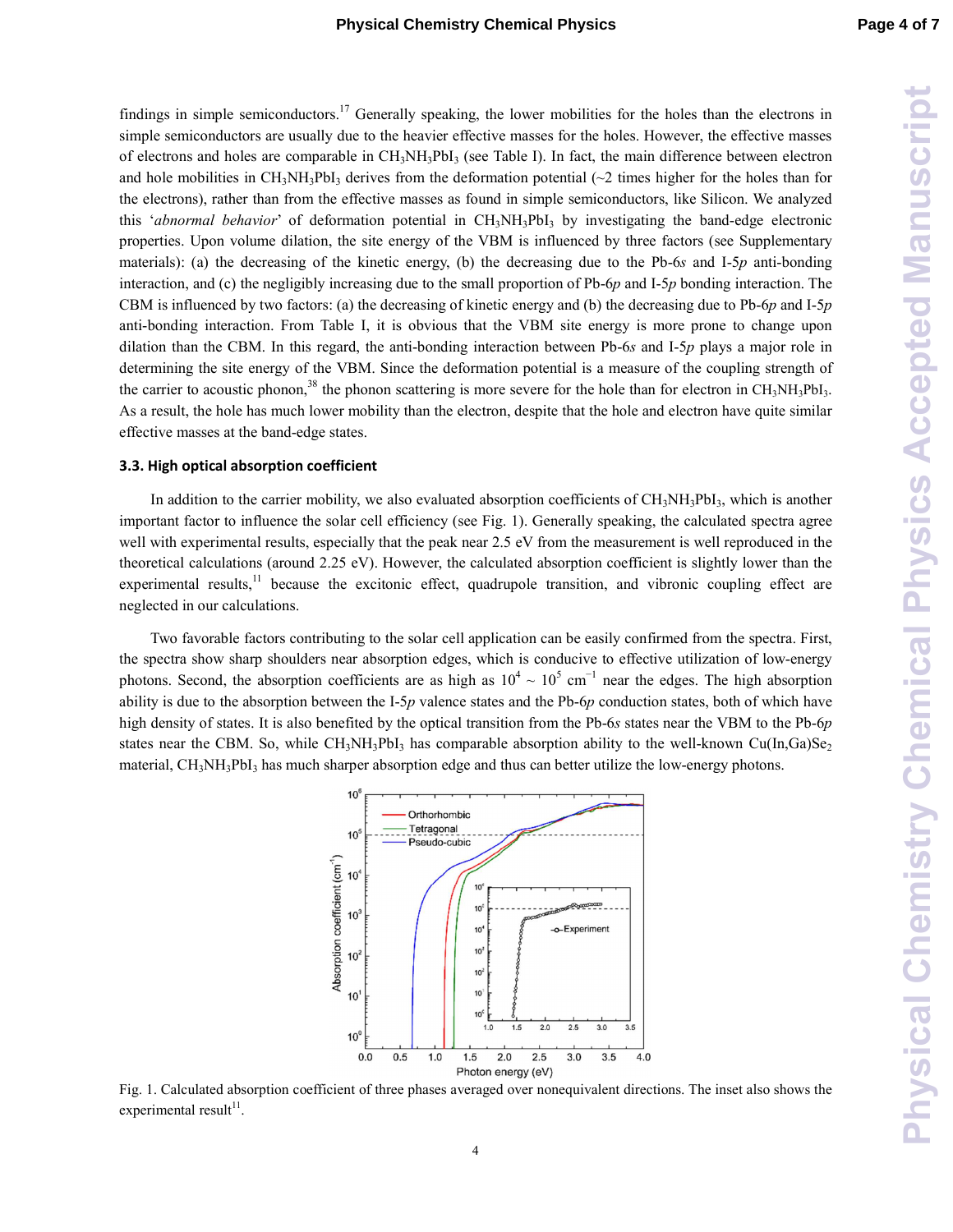findings in simple semiconductors.[17] Generally speaking, the lower mobilities for the holes than the electrons in simple semiconductors are usually due to the heavier effective masses for the holes. However, the effective masses of electrons and holes are comparable in $CH_3NH_3PbI_3$ (see Table I). In fact, the main difference between electron and hole mobilities in $CH_3NH_3PbI_3$ derives from the deformation potential (~2 times higher for the holes than for the electrons), rather than from the effective masses as found in simple semiconductors, like Silicon. We analyzed this '*abnormal behavior*' of deformation potential in $CH_3NH_3PbI_3$ by investigating the band-edge electronic properties. Upon volume dilation, the site energy of the VBM is influenced by three factors (see Supplementary materials): (a) the decreasing of the kinetic energy, (b) the decreasing due to the Pb-6*s* and I-5*p* anti-bonding interaction, and (c) the negligibly increasing due to the small proportion of Pb-6*p* and I-5*p* bonding interaction. The CBM is influenced by two factors: (a) the decreasing of kinetic energy and (b) the decreasing due to Pb-6*p* and I-5*p* anti-bonding interaction. From Table I, it is obvious that the VBM site energy is more prone to change upon dilation than the CBM. In this regard, the anti-bonding interaction between Pb-6*s* and I-5*p* plays a major role in determining the site energy of the VBM. Since the deformation potential is a measure of the coupling strength of the carrier to acoustic phonon,[38] the phonon scattering is more severe for the hole than for electron in $CH_3NH_3PbI_3$. As a result, the hole has much lower mobility than the electron, despite that the hole and electron have quite similar effective masses at the band-edge states.

### 3.3. High optical absorption coefficient

In addition to the carrier mobility, we also evaluated absorption coefficients of $CH_3NH_3PbI_3$, which is another important factor to influence the solar cell efficiency (see Fig. 1). Generally speaking, the calculated spectra agree well with experimental results, especially that the peak near 2.5 eV from the measurement is well reproduced in the theoretical calculations (around 2.25 eV). However, the calculated absorption coefficient is slightly lower than the experimental results,[11] because the excitonic effect, quadrupole transition, and vibronic coupling effect are neglected in our calculations.

Two favorable factors contributing to the solar cell application can be easily confirmed from the spectra. First, the spectra show sharp shoulders near absorption edges, which is conducive to effective utilization of low-energy photons. Second, the absorption coefficients are as high as $10^4$ ~ $10^5$ $cm^{-1}$ near the edges. The high absorption ability is due to the absorption between the I-5*p* valence states and the Pb-6*p* conduction states, both of which have high density of states. It is also benefited by the optical transition from the Pb-6*s* states near the VBM to the Pb-6*p* states near the CBM. So, while $CH_3NH_3PbI_3$ has comparable absorption ability to the well-known $Cu(In,Ga)Se_2$ material, $CH_3NH_3PbI_3$ has much sharper absorption edge and thus can better utilize the low-energy photons.

Fig. 1. Calculated absorption coefficient of three phases averaged over nonequivalent directions. The inset also shows the experimental result[11].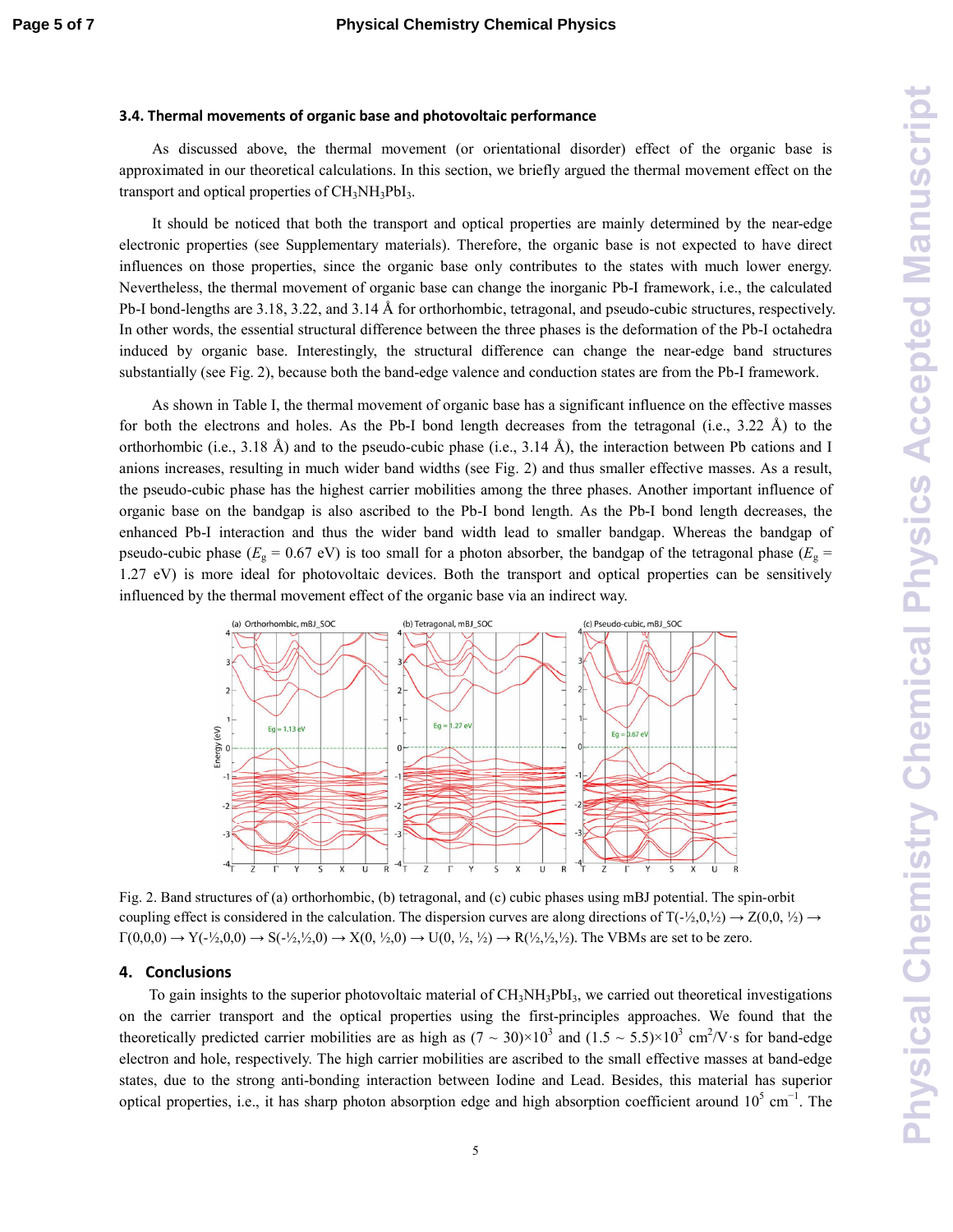### 3.4. Thermal movements of organic base and photovoltaic performance

As discussed above, the thermal movement (or orientational disorder) effect of the organic base is approximated in our theoretical calculations. In this section, we briefly argued the thermal movement effect on the transport and optical properties of $CH_3NH_3PbI_3$.

It should be noticed that both the transport and optical properties are mainly determined by the near-edge electronic properties (see Supplementary materials). Therefore, the organic base is not expected to have direct influences on those properties, since the organic base only contributes to the states with much lower energy. Nevertheless, the thermal movement of organic base can change the inorganic Pb-I framework, i.e., the calculated Pb-I bond-lengths are 3.18, 3.22, and 3.14 Å for orthorhombic, tetragonal, and pseudo-cubic structures, respectively. In other words, the essential structural difference between the three phases is the deformation of the Pb-I octahedra induced by organic base. Interestingly, the structural difference can change the near-edge band structures substantially (see Fig. 2), because both the band-edge valence and conduction states are from the Pb-I framework.

As shown in Table I, the thermal movement of organic base has a significant influence on the effective masses for both the electrons and holes. As the Pb-I bond length decreases from the tetragonal (i.e., 3.22 Å) to the orthorhombic (i.e., 3.18 Å) and to the pseudo-cubic phase (i.e., 3.14 Å), the interaction between Pb cations and I anions increases, resulting in much wider band widths (see Fig. 2) and thus smaller effective masses. As a result, the pseudo-cubic phase has the highest carrier mobilities among the three phases. Another important influence of organic base on the bandgap is also ascribed to the Pb-I bond length. As the Pb-I bond length decreases, the enhanced Pb-I interaction and thus the wider band width lead to smaller bandgap. Whereas the bandgap of pseudo-cubic phase ($E_g$ = 0.67 eV) is too small for a photon absorber, the bandgap of the tetragonal phase ($E_g$ = 1.27 eV) is more ideal for photovoltaic devices. Both the transport and optical properties can be sensitively influenced by the thermal movement effect of the organic base via an indirect way.

Fig. 2. Band structures of (a) orthorhombic, (b) tetragonal, and (c) cubic phases using mBJ potential. The spin-orbit coupling effect is considered in the calculation. The dispersion curves are along directions of T(-½,0,½) → Z(0,0, ½) → Γ(0,0,0) → Y(-½,0,0) → S(-½,½,0) → X(0, ½,0) → U(0, ½, ½) → R(½,½,½). The VBMs are set to be zero.

## 4. Conclusions

To gain insights to the superior photovoltaic material of $CH_3NH_3PbI_3$, we carried out theoretical investigations on the carrier transport and the optical properties using the first-principles approaches. We found that the theoretically predicted carrier mobilities are as high as $(7 \sim 30)\times10^3$ and $(1.5 \sim 5.5)\times10^3$ $cm^2/V \cdot s$ for band-edge electron and hole, respectively. The high carrier mobilities are ascribed to the small effective masses at band-edge states, due to the strong anti-bonding interaction between Iodine and Lead. Besides, this material has superior optical properties, i.e., it has sharp photon absorption edge and high absorption coefficient around $10^5$ $cm^{-1}$. The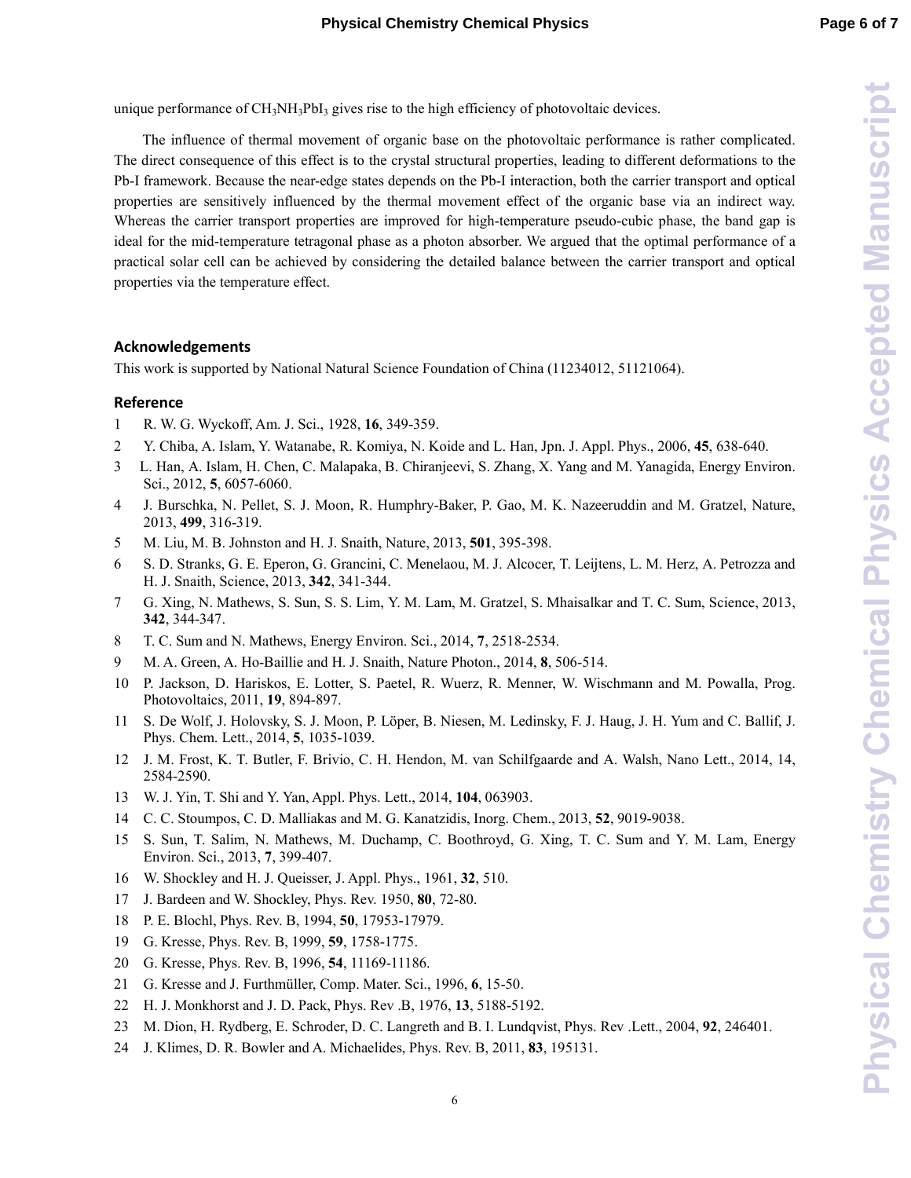unique performance of $CH_3NH_3PbI_3$ gives rise to the high efficiency of photovoltaic devices.

The influence of thermal movement of organic base on the photovoltaic performance is rather complicated. The direct consequence of this effect is to the crystal structural properties, leading to different deformations to the Pb-I framework. Because the near-edge states depends on the Pb-I interaction, both the carrier transport and optical properties are sensitively influenced by the thermal movement effect of the organic base via an indirect way. Whereas the carrier transport properties are improved for high-temperature pseudo-cubic phase, the band gap is ideal for the mid-temperature tetragonal phase as a photon absorber. We argued that the optimal performance of a practical solar cell can be achieved by considering the detailed balance between the carrier transport and optical properties via the temperature effect.

## Acknowledgements

This work is supported by National Natural Science Foundation of China (11234012, 51121064).

## Reference

1. R. W. G. Wyckoff, Am. J. Sci., 1928, **16**, 349-359.
2. Y. Chiba, A. Islam, Y. Watanabe, R. Komiya, N. Koide and L. Han, Jpn. J. Appl. Phys., 2006, **45**, 638-640.
3. L. Han, A. Islam, H. Chen, C. Malapaka, B. Chiranjeevi, S. Zhang, X. Yang and M. Yanagida, Energy Environ. Sci., 2012, **5**, 6057-6060.
4. J. Burschka, N. Pellet, S. J. Moon, R. Humphry-Baker, P. Gao, M. K. Nazeeruddin and M. Gratzel, Nature, 2013, **499**, 316-319.
5. M. Liu, M. B. Johnston and H. J. Snaith, Nature, 2013, **501**, 395-398.
6. S. D. Stranks, G. E. Eperon, G. Grancini, C. Menelaou, M. J. Alcocer, T. Leijtens, L. M. Herz, A. Petrozza and H. J. Snaith, Science, 2013, **342**, 341-344.
7. G. Xing, N. Mathews, S. Sun, S. S. Lim, Y. M. Lam, M. Gratzel, S. Mhaisalkar and T. C. Sum, Science, 2013, **342**, 344-347.
8. T. C. Sum and N. Mathews, Energy Environ. Sci., 2014, **7**, 2518-2534.
9. M. A. Green, A. Ho-Baillie and H. J. Snaith, Nature Photon., 2014, **8**, 506-514.
10. P. Jackson, D. Hariskos, E. Lotter, S. Paetel, R. Wuerz, R. Menner, W. Wischmann and M. Powalla, Prog. Photovoltaics, 2011, **19**, 894-897.
11. S. De Wolf, J. Holovsky, S. J. Moon, P. Löper, B. Niesen, M. Ledinsky, F. J. Haug, J. H. Yum and C. Ballif, J. Phys. Chem. Lett., 2014, **5**, 1035-1039.
12. J. M. Frost, K. T. Butler, F. Brivio, C. H. Hendon, M. van Schilfgaarde and A. Walsh, Nano Lett., 2014, 14, 2584-2590.
13. W. J. Yin, T. Shi and Y. Yan, Appl. Phys. Lett., 2014, **104**, 063903.
14. C. C. Stoumpos, C. D. Malliakas and M. G. Kanatzidis, Inorg. Chem., 2013, **52**, 9019-9038.
15. S. Sun, T. Salim, N. Mathews, M. Duchamp, C. Boothroyd, G. Xing, T. C. Sum and Y. M. Lam, Energy Environ. Sci., 2013, **7**, 399-407.
16. W. Shockley and H. J. Queisser, J. Appl. Phys., 1961, **32**, 510.
17. J. Bardeen and W. Shockley, Phys. Rev. 1950, **80**, 72-80.
18. P. E. Blochl, Phys. Rev. B, 1994, **50**, 17953-17979.
19. G. Kresse, Phys. Rev. B, 1999, **59**, 1758-1775.
20. G. Kresse, Phys. Rev. B, 1996, **54**, 11169-11186.
21. G. Kresse and J. Furthmüller, Comp. Mater. Sci., 1996, **6**, 15-50.
22. H. J. Monkhorst and J. D. Pack, Phys. Rev .B, 1976, **13**, 5188-5192.
23. M. Dion, H. Rydberg, E. Schroder, D. C. Langreth and B. I. Lundqvist, Phys. Rev .Lett., 2004, **92**, 246401.
24. J. Klimes, D. R. Bowler and A. Michaelides, Phys. Rev. B, 2011, **83**, 195131.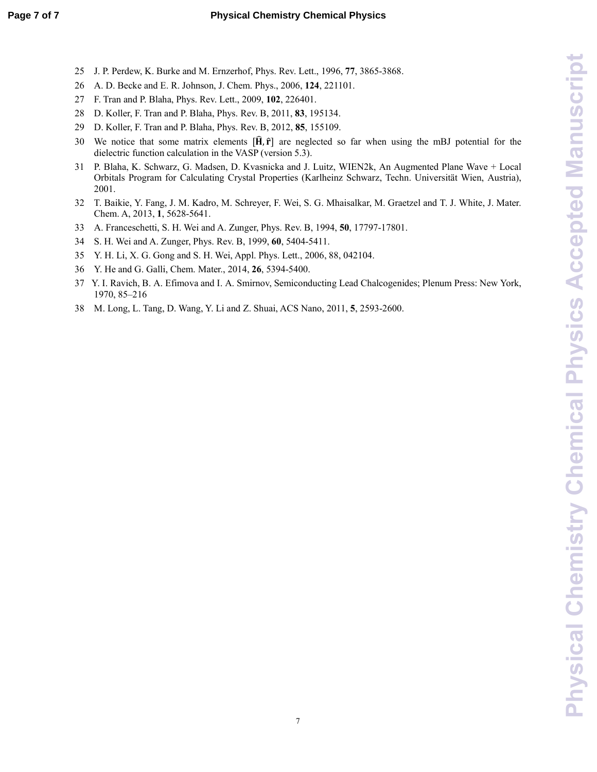25 J. P. Perdew, K. Burke and M. Ernzerhof, Phys. Rev. Lett., 1996, **77**, 3865-3868.

26 A. D. Becke and E. R. Johnson, J. Chem. Phys., 2006, **124**, 221101.

27 F. Tran and P. Blaha, Phys. Rev. Lett., 2009, **102**, 226401.

28 D. Koller, F. Tran and P. Blaha, Phys. Rev. B, 2011, **83**, 195134.

29 D. Koller, F. Tran and P. Blaha, Phys. Rev. B, 2012, **85**, 155109.

30 We notice that some matrix elements $[\hat{\mathbf{H}}, \hat{\mathbf{r}}]$ are neglected so far when using the mBJ potential for the dielectric function calculation in the VASP (version 5.3).

31 P. Blaha, K. Schwarz, G. Madsen, D. Kvasnicka and J. Luitz, WIEN2k, An Augmented Plane Wave + Local Orbitals Program for Calculating Crystal Properties (Karlheinz Schwarz, Techn. Universität Wien, Austria), 2001.

32 T. Baikie, Y. Fang, J. M. Kadro, M. Schreyer, F. Wei, S. G. Mhaisalkar, M. Graetzel and T. J. White, J. Mater. Chem. A, 2013, **1**, 5628-5641.

33 A. Franceschetti, S. H. Wei and A. Zunger, Phys. Rev. B, 1994, **50**, 17797-17801.

34 S. H. Wei and A. Zunger, Phys. Rev. B, 1999, **60**, 5404-5411.

35 Y. H. Li, X. G. Gong and S. H. Wei, Appl. Phys. Lett., 2006, 88, 042104.

36 Y. He and G. Galli, Chem. Mater., 2014, **26**, 5394-5400.

37 Y. I. Ravich, B. A. Efimova and I. A. Smirnov, Semiconducting Lead Chalcogenides; Plenum Press: New York, 1970, 85–216

38 M. Long, L. Tang, D. Wang, Y. Li and Z. Shuai, ACS Nano, 2011, **5**, 2593-2600.